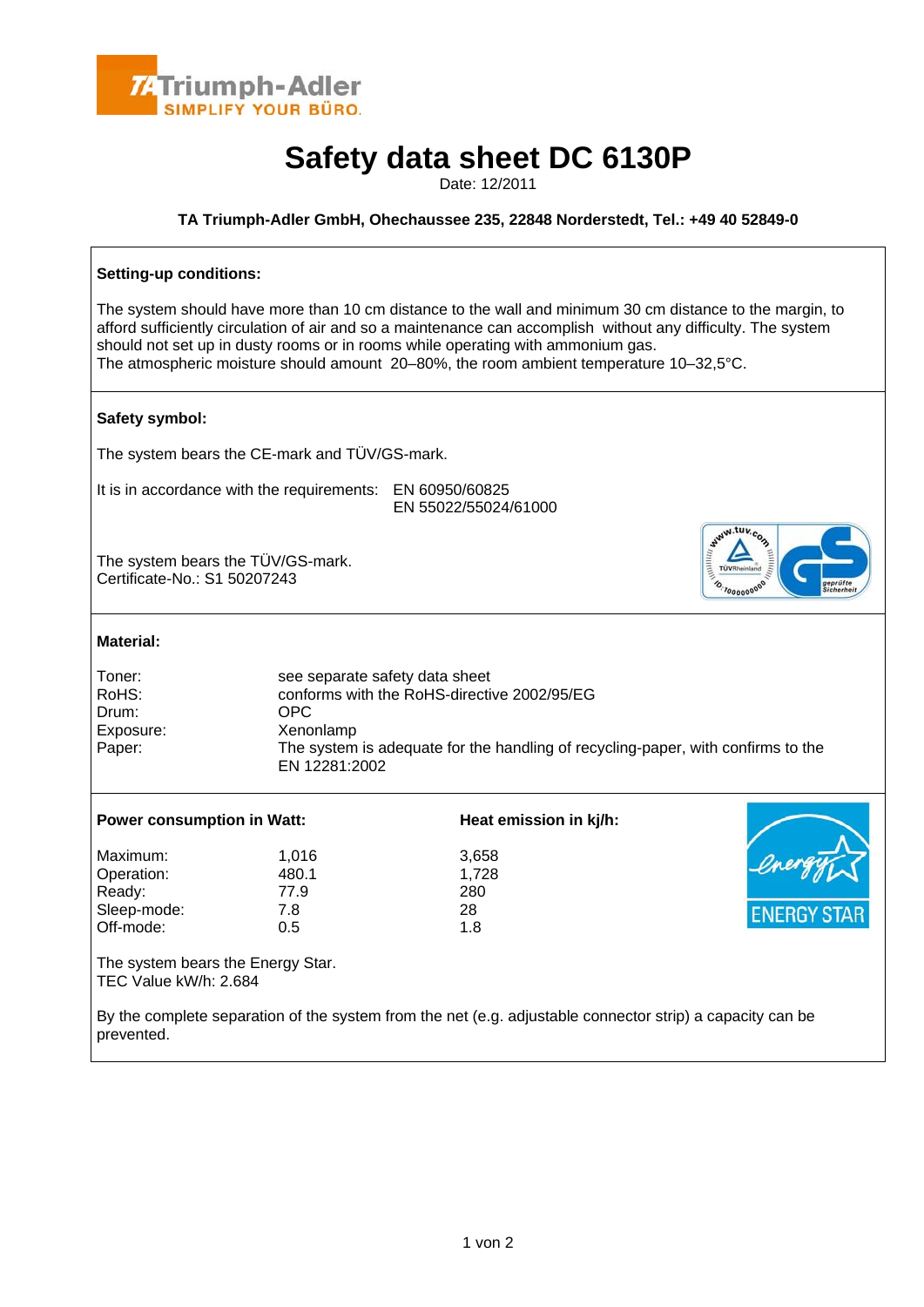Triumph-Adler
SIMPLIFY YOUR BÜRO.

# Safety data sheet DC 6130P

Date: 12/2011

**TA Triumph-Adler GmbH, Ohechaussee 235, 22848 Norderstedt, Tel.: +49 40 52849-0**

### Setting-up conditions:

The system should have more than 10 cm distance to the wall and minimum 30 cm distance to the margin, to afford sufficiently circulation of air and so a maintenance can accomplish without any difficulty. The system should not set up in dusty rooms or in rooms while operating with ammonium gas.
The atmospheric moisture should amount 20–80%, the room ambient temperature 10–32,5°C.

### Safety symbol:

The system bears the CE-mark and TÜV/GS-mark.

It is in accordance with the requirements: EN 60950/60825
EN 55022/55024/61000

The system bears the TÜV/GS-mark.
Certificate-No.: S1 50207243

### Material:

| | |
|---|---|
| Toner: | see separate safety data sheet |
| RoHS: | conforms with the RoHS-directive 2002/95/EG |
| Drum: | OPC |
| Exposure: | Xenonlamp |
| Paper: | The system is adequate for the handling of recycling-paper, with confirms to the EN 12281:2002 |

| | **Power consumption in Watt:** | **Heat emission in kj/h:** |
|---|---|---|
| Maximum: | 1,016 | 3,658 |
| Operation: | 480.1 | 1,728 |
| Ready: | 77.9 | 280 |
| Sleep-mode: | 7.8 | 28 |
| Off-mode: | 0.5 | 1.8 |

The system bears the Energy Star.
TEC Value kW/h: 2.684

By the complete separation of the system from the net (e.g. adjustable connector strip) a capacity can be prevented.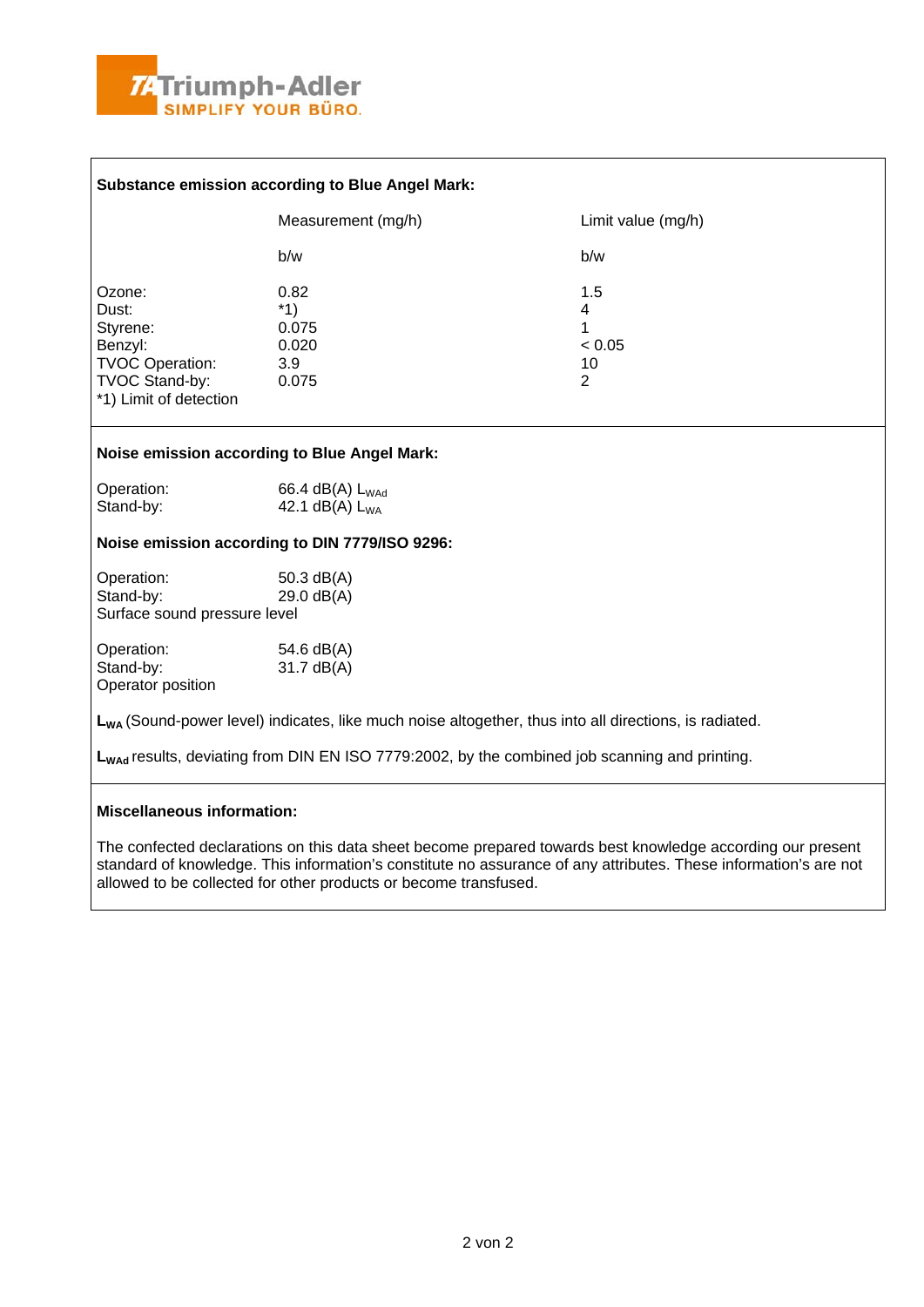Triumph-Adler
SIMPLIFY YOUR BÜRO.

**Substance emission according to Blue Angel Mark:**

| | Measurement (mg/h) | Limit value (mg/h) |
|---|---|---|
| | b/w | b/w |
| Ozone: | 0.82 | 1.5 |
| Dust: | *1) | 4 |
| Styrene: | 0.075 | 1 |
| Benzyl: | 0.020 | < 0.05 |
| TVOC Operation: | 3.9 | 10 |
| TVOC Stand-by: | 0.075 | 2 |

*1) Limit of detection

**Noise emission according to Blue Angel Mark:**

| | |
|---|---|
| Operation: | 66.4 dB(A) $L_{WAd}$ |
| Stand-by: | 42.1 dB(A) $L_{WA}$ |

**Noise emission according to DIN 7779/ISO 9296:**

| | |
|---|---|
| Operation: | 50.3 dB(A) |
| Stand-by: | 29.0 dB(A) |

Surface sound pressure level

| | |
|---|---|
| Operation: | 54.6 dB(A) |
| Stand-by: | 31.7 dB(A) |

Operator position

**$L_{WA}$** (Sound-power level) indicates, like much noise altogether, thus into all directions, is radiated.

**$L_{WAd}$** results, deviating from DIN EN ISO 7779:2002, by the combined job scanning and printing.

**Miscellaneous information:**

The confected declarations on this data sheet become prepared towards best knowledge according our present standard of knowledge. This information's constitute no assurance of any attributes. These information's are not allowed to be collected for other products or become transfused.